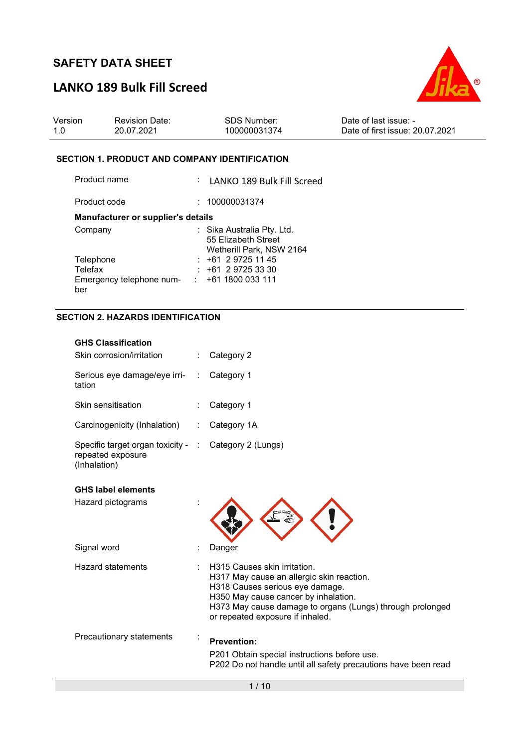# SAFETY DATA SHEET

# LANKO 189 Bulk Fill Screed

| Version | Revision Date: | SDS Number: | Date of last issue: - |
|---|---|---|---|
| 1.0 | 20.07.2021 | 100000031374 | Date of first issue: 20.07.2021 |

## SECTION 1. PRODUCT AND COMPANY IDENTIFICATION

Product name : LANKO 189 Bulk Fill Screed

Product code : 100000031374

**Manufacturer or supplier's details**

Company : Sika Australia Pty. Ltd.
55 Elizabeth Street
Wetherill Park, NSW 2164

Telephone : +61 2 9725 11 45

Telefax : +61 2 9725 33 30

Emergency telephone number : +61 1800 033 111

## SECTION 2. HAZARDS IDENTIFICATION

**GHS Classification**

Skin corrosion/irritation : Category 2

Serious eye damage/eye irritation : Category 1

Skin sensitisation : Category 1

Carcinogenicity (Inhalation) : Category 1A

Specific target organ toxicity - repeated exposure (Inhalation) : Category 2 (Lungs)

**GHS label elements**

Hazard pictograms :

Signal word : Danger

Hazard statements :
H315 Causes skin irritation.
H317 May cause an allergic skin reaction.
H318 Causes serious eye damage.
H350 May cause cancer by inhalation.
H373 May cause damage to organs (Lungs) through prolonged or repeated exposure if inhaled.

Precautionary statements :

**Prevention:**

P201 Obtain special instructions before use.
P202 Do not handle until all safety precautions have been read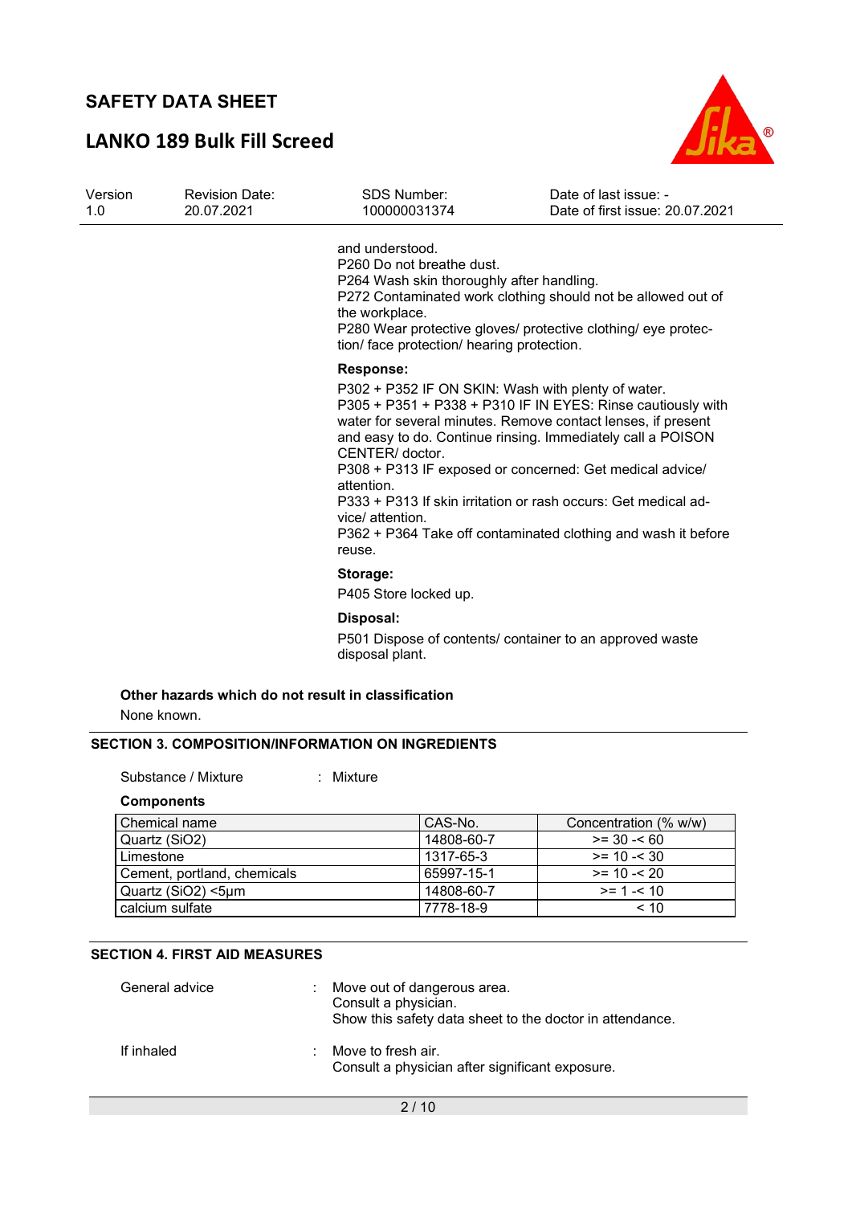and understood.
P260 Do not breathe dust.
P264 Wash skin thoroughly after handling.
P272 Contaminated work clothing should not be allowed out of the workplace.
P280 Wear protective gloves/ protective clothing/ eye protection/ face protection/ hearing protection.

**Response:**

P302 + P352 IF ON SKIN: Wash with plenty of water.
P305 + P351 + P338 + P310 IF IN EYES: Rinse cautiously with water for several minutes. Remove contact lenses, if present and easy to do. Continue rinsing. Immediately call a POISON CENTER/ doctor.
P308 + P313 IF exposed or concerned: Get medical advice/ attention.
P333 + P313 If skin irritation or rash occurs: Get medical advice/ attention.
P362 + P364 Take off contaminated clothing and wash it before reuse.

**Storage:**

P405 Store locked up.

**Disposal:**

P501 Dispose of contents/ container to an approved waste disposal plant.

**Other hazards which do not result in classification**

None known.

## SECTION 3. COMPOSITION/INFORMATION ON INGREDIENTS

Substance / Mixture : Mixture

**Components**

| Chemical name | CAS-No. | Concentration (% w/w) |
|---|---|---|
| Quartz ($SiO_2$) | 14808-60-7 | >= 30 -< 60 |
| Limestone | 1317-65-3 | >= 10 -< 30 |
| Cement, portland, chemicals | 65997-15-1 | >= 10 -< 20 |
| Quartz ($SiO_2$) <5µm | 14808-60-7 | >= 1 -< 10 |
| calcium sulfate | 7778-18-9 | < 10 |

## SECTION 4. FIRST AID MEASURES

General advice : Move out of dangerous area.
Consult a physician.
Show this safety data sheet to the doctor in attendance.

If inhaled : Move to fresh air.
Consult a physician after significant exposure.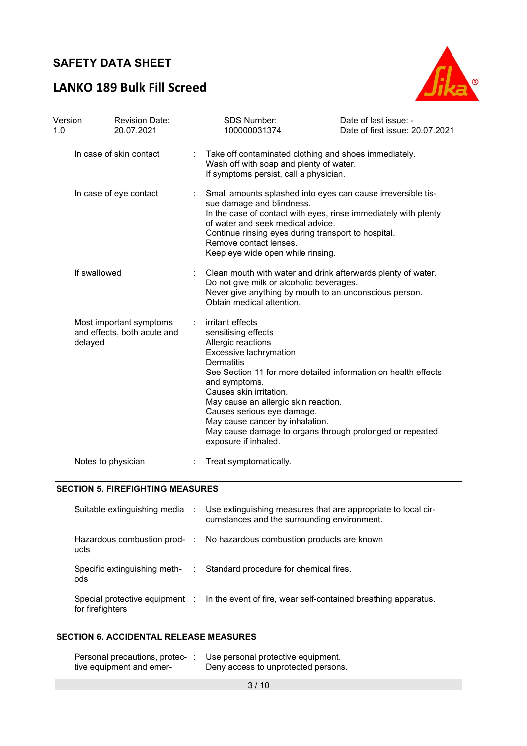| | | |
|---|---|---|
| In case of skin contact | : | Take off contaminated clothing and shoes immediately.<br>Wash off with soap and plenty of water.<br>If symptoms persist, call a physician. |
| In case of eye contact | : | Small amounts splashed into eyes can cause irreversible tissue damage and blindness.<br>In the case of contact with eyes, rinse immediately with plenty of water and seek medical advice.<br>Continue rinsing eyes during transport to hospital.<br>Remove contact lenses.<br>Keep eye wide open while rinsing. |
| If swallowed | : | Clean mouth with water and drink afterwards plenty of water.<br>Do not give milk or alcoholic beverages.<br>Never give anything by mouth to an unconscious person.<br>Obtain medical attention. |
| Most important symptoms and effects, both acute and delayed | : | irritant effects<br>sensitising effects<br>Allergic reactions<br>Excessive lachrymation<br>Dermatitis<br>See Section 11 for more detailed information on health effects and symptoms.<br>Causes skin irritation.<br>May cause an allergic skin reaction.<br>Causes serious eye damage.<br>May cause cancer by inhalation.<br>May cause damage to organs through prolonged or repeated exposure if inhaled. |
| Notes to physician | : | Treat symptomatically. |

## SECTION 5. FIREFIGHTING MEASURES

| | | |
|---|---|---|
| Suitable extinguishing media | : | Use extinguishing measures that are appropriate to local circumstances and the surrounding environment. |
| Hazardous combustion products | : | No hazardous combustion products are known |
| Specific extinguishing methods | : | Standard procedure for chemical fires. |
| Special protective equipment for firefighters | : | In the event of fire, wear self-contained breathing apparatus. |

## SECTION 6. ACCIDENTAL RELEASE MEASURES

| | | |
|---|---|---|
| Personal precautions, protective equipment and emer- | : | Use personal protective equipment.<br>Deny access to unprotected persons. |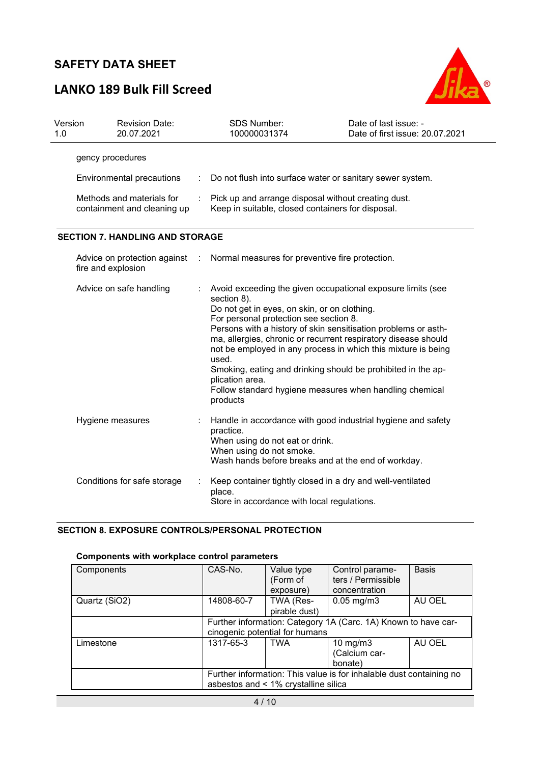gency procedures

| | |
|---|---|
| Environmental precautions | : Do not flush into surface water or sanitary sewer system. |
| Methods and materials for containment and cleaning up | : Pick up and arrange disposal without creating dust. Keep in suitable, closed containers for disposal. |

## SECTION 7. HANDLING AND STORAGE

| | |
|---|---|
| Advice on protection against fire and explosion | : Normal measures for preventive fire protection. |
| Advice on safe handling | : Avoid exceeding the given occupational exposure limits (see section 8).<br>Do not get in eyes, on skin, or on clothing.<br>For personal protection see section 8.<br>Persons with a history of skin sensitisation problems or asthma, allergies, chronic or recurrent respiratory disease should not be employed in any process in which this mixture is being used.<br>Smoking, eating and drinking should be prohibited in the application area.<br>Follow standard hygiene measures when handling chemical products |
| Hygiene measures | : Handle in accordance with good industrial hygiene and safety practice.<br>When using do not eat or drink.<br>When using do not smoke.<br>Wash hands before breaks and at the end of workday. |
| Conditions for safe storage | : Keep container tightly closed in a dry and well-ventilated place.<br>Store in accordance with local regulations. |

## SECTION 8. EXPOSURE CONTROLS/PERSONAL PROTECTION

**Components with workplace control parameters**

| Components | CAS-No. | Value type (Form of exposure) | Control parameters / Permissible concentration | Basis |
|---|---|---|---|---|
| Quartz ($SiO_2$) | 14808-60-7 | TWA (Respirable dust) | 0.05 mg/m3 | AU OEL |
| | Further information: Category 1A (Carc. 1A) Known to have carcinogenic potential for humans | | | |
| Limestone | 1317-65-3 | TWA | 10 mg/m3 (Calcium carbonate) | AU OEL |
| | Further information: This value is for inhalable dust containing no asbestos and < 1% crystalline silica | | | |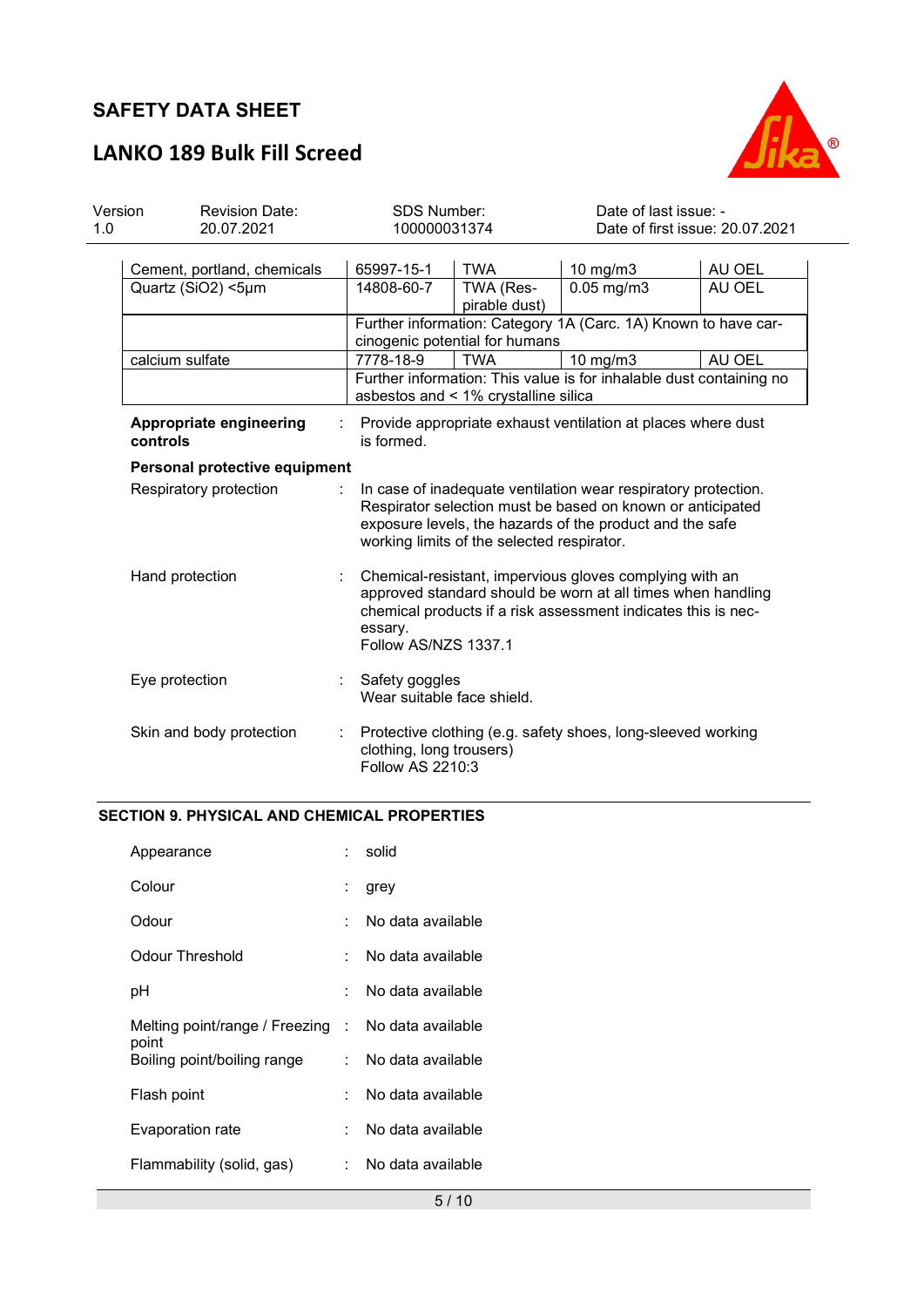| | | | | |
|---|---|---|---|---|
| Cement, portland, chemicals | 65997-15-1 | TWA | 10 mg/m3 | AU OEL |
| Quartz (SiO2) <5µm | 14808-60-7 | TWA (Respirable dust) | 0.05 mg/m3 | AU OEL |
| | Further information: Category 1A (Carc. 1A) Known to have carcinogenic potential for humans | | | |
| calcium sulfate | 7778-18-9 | TWA | 10 mg/m3 | AU OEL |
| | Further information: This value is for inhalable dust containing no asbestos and < 1% crystalline silica | | | |

**Appropriate engineering controls** : Provide appropriate exhaust ventilation at places where dust is formed.

**Personal protective equipment**

Respiratory protection : In case of inadequate ventilation wear respiratory protection. Respirator selection must be based on known or anticipated exposure levels, the hazards of the product and the safe working limits of the selected respirator.

Hand protection : Chemical-resistant, impervious gloves complying with an approved standard should be worn at all times when handling chemical products if a risk assessment indicates this is necessary.
Follow AS/NZS 1337.1

Eye protection : Safety goggles
Wear suitable face shield.

Skin and body protection : Protective clothing (e.g. safety shoes, long-sleeved working clothing, long trousers)
Follow AS 2210:3

## SECTION 9. PHYSICAL AND CHEMICAL PROPERTIES

Appearance : solid

Colour : grey

Odour : No data available

Odour Threshold : No data available

pH : No data available

Melting point/range / Freezing point : No data available

Boiling point/boiling range : No data available

Flash point : No data available

Evaporation rate : No data available

Flammability (solid, gas) : No data available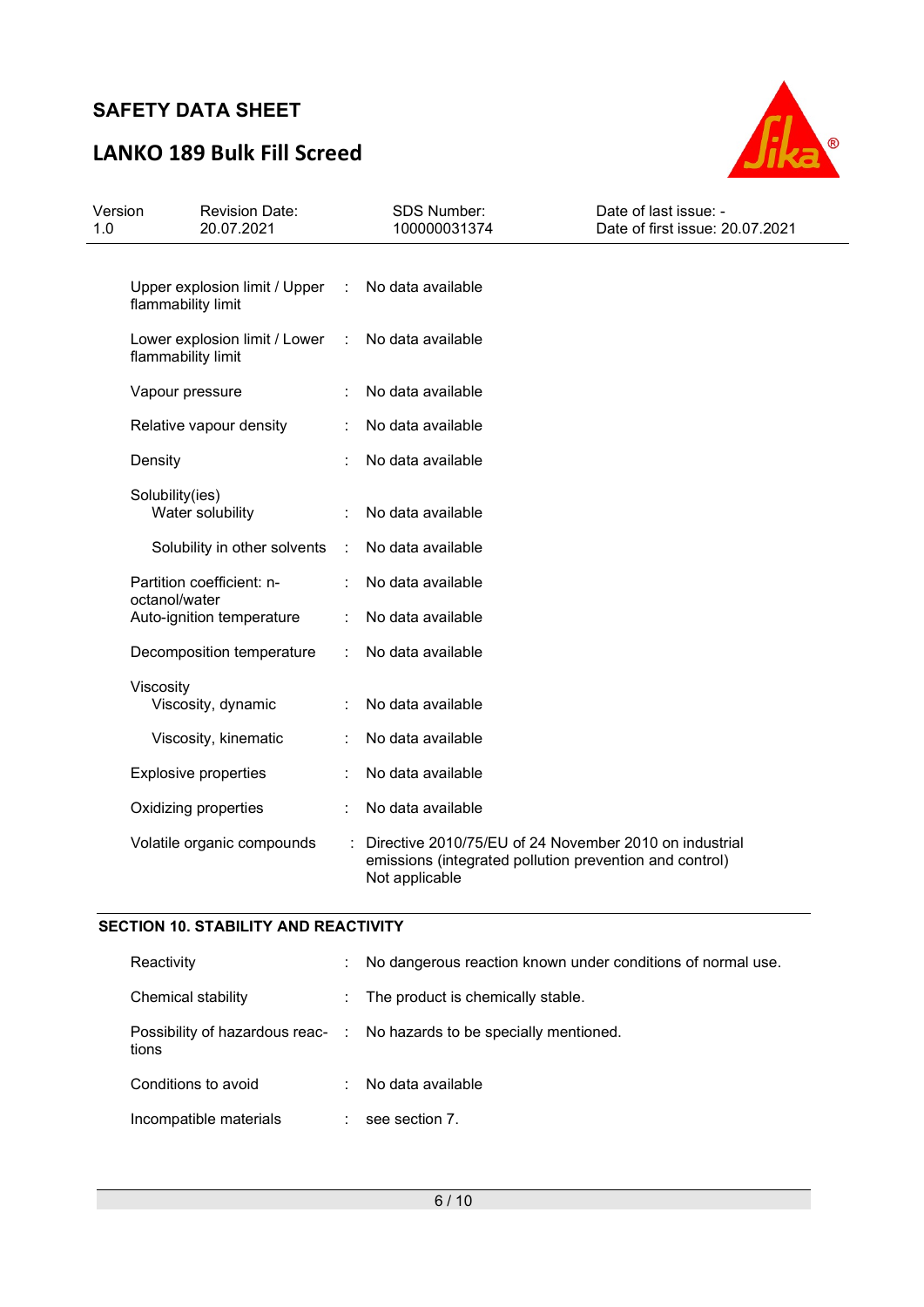| | | |
|---|---|---|
| Upper explosion limit / Upper flammability limit | : | No data available |
| Lower explosion limit / Lower flammability limit | : | No data available |
| Vapour pressure | : | No data available |
| Relative vapour density | : | No data available |
| Density | : | No data available |
| Solubility(ies) | | |
| Water solubility | : | No data available |
| Solubility in other solvents | : | No data available |
| Partition coefficient: n-octanol/water | : | No data available |
| Auto-ignition temperature | : | No data available |
| Decomposition temperature | : | No data available |
| Viscosity | | |
| Viscosity, dynamic | : | No data available |
| Viscosity, kinematic | : | No data available |
| Explosive properties | : | No data available |
| Oxidizing properties | : | No data available |
| Volatile organic compounds | : | Directive 2010/75/EU of 24 November 2010 on industrial emissions (integrated pollution prevention and control)<br>Not applicable |

## SECTION 10. STABILITY AND REACTIVITY

| | | |
|---|---|---|
| Reactivity | : | No dangerous reaction known under conditions of normal use. |
| Chemical stability | : | The product is chemically stable. |
| Possibility of hazardous reactions | : | No hazards to be specially mentioned. |
| Conditions to avoid | : | No data available |
| Incompatible materials | : | see section 7. |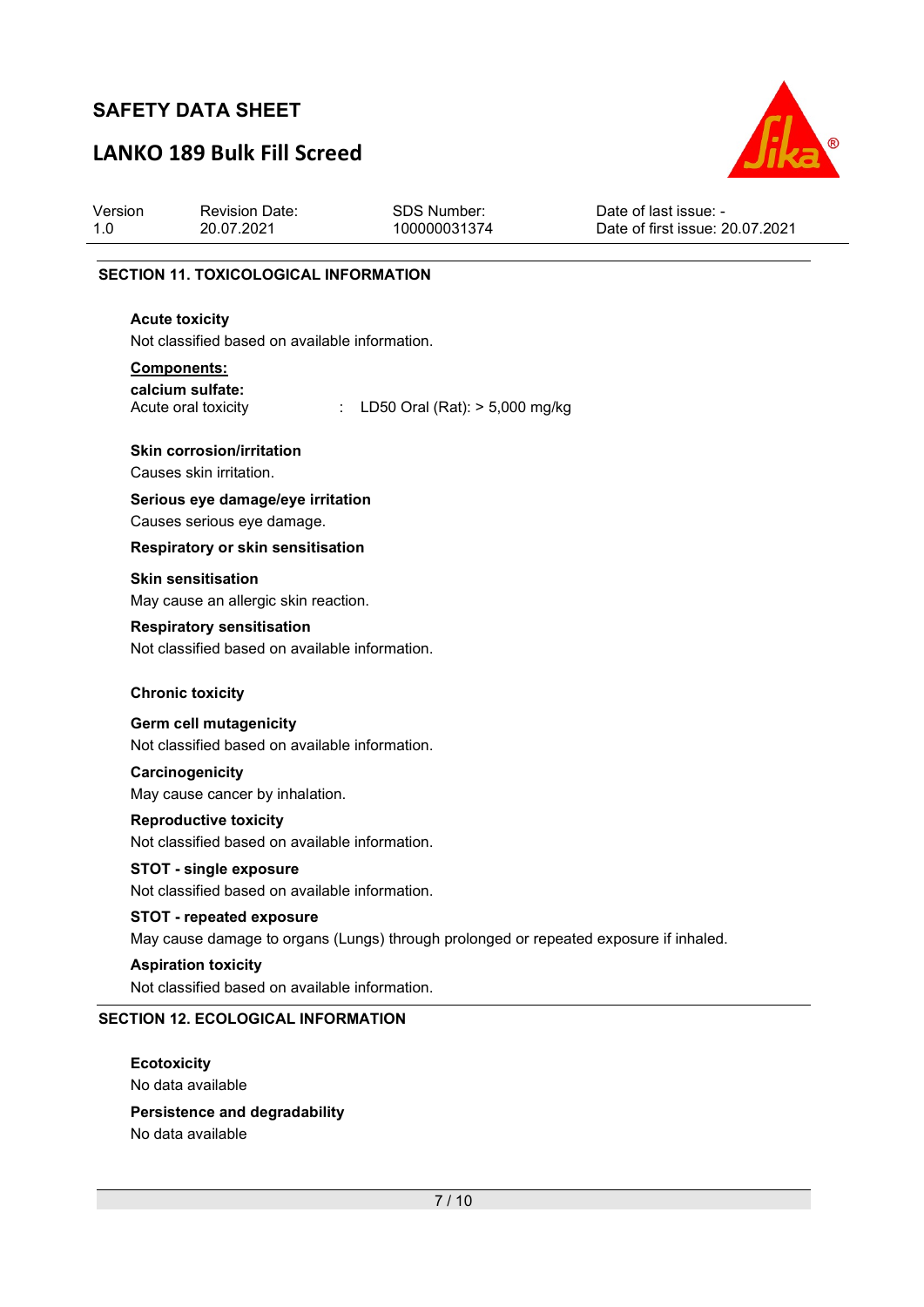## SECTION 11. TOXICOLOGICAL INFORMATION

**Acute toxicity**

Not classified based on available information.

**Components:**

**calcium sulfate:**

Acute oral toxicity : LD50 Oral (Rat): > 5,000 mg/kg

**Skin corrosion/irritation**

Causes skin irritation.

**Serious eye damage/eye irritation**

Causes serious eye damage.

**Respiratory or skin sensitisation**

**Skin sensitisation**

May cause an allergic skin reaction.

**Respiratory sensitisation**

Not classified based on available information.

**Chronic toxicity**

**Germ cell mutagenicity**

Not classified based on available information.

**Carcinogenicity**

May cause cancer by inhalation.

**Reproductive toxicity**

Not classified based on available information.

**STOT - single exposure**

Not classified based on available information.

**STOT - repeated exposure**

May cause damage to organs (Lungs) through prolonged or repeated exposure if inhaled.

**Aspiration toxicity**

Not classified based on available information.

## SECTION 12. ECOLOGICAL INFORMATION

**Ecotoxicity**

No data available

**Persistence and degradability**

No data available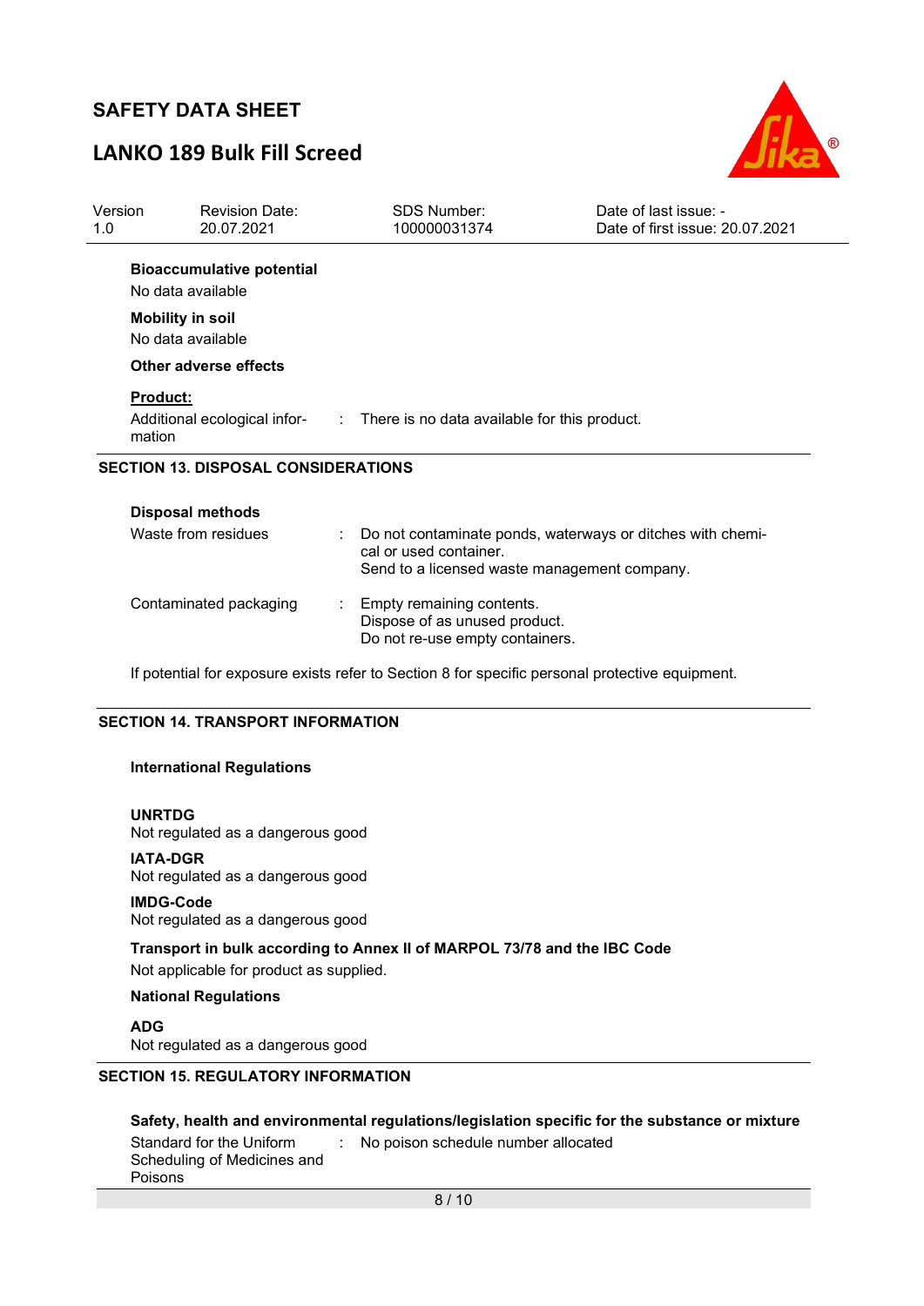**Bioaccumulative potential**

No data available

**Mobility in soil**

No data available

**Other adverse effects**

**Product:**

| | | |
|---|---|---|
| Additional ecological information | : | There is no data available for this product. |

## SECTION 13. DISPOSAL CONSIDERATIONS

**Disposal methods**

| | | |
|---|---|---|
| Waste from residues | : | Do not contaminate ponds, waterways or ditches with chemical or used container.<br>Send to a licensed waste management company. |
| Contaminated packaging | : | Empty remaining contents.<br>Dispose of as unused product.<br>Do not re-use empty containers. |

If potential for exposure exists refer to Section 8 for specific personal protective equipment.

## SECTION 14. TRANSPORT INFORMATION

**International Regulations**

**UNRTDG**

Not regulated as a dangerous good

**IATA-DGR**

Not regulated as a dangerous good

**IMDG-Code**

Not regulated as a dangerous good

**Transport in bulk according to Annex II of MARPOL 73/78 and the IBC Code**

Not applicable for product as supplied.

**National Regulations**

**ADG**

Not regulated as a dangerous good

## SECTION 15. REGULATORY INFORMATION

**Safety, health and environmental regulations/legislation specific for the substance or mixture**

| | | |
|---|---|---|
| Standard for the Uniform Scheduling of Medicines and Poisons | : | No poison schedule number allocated |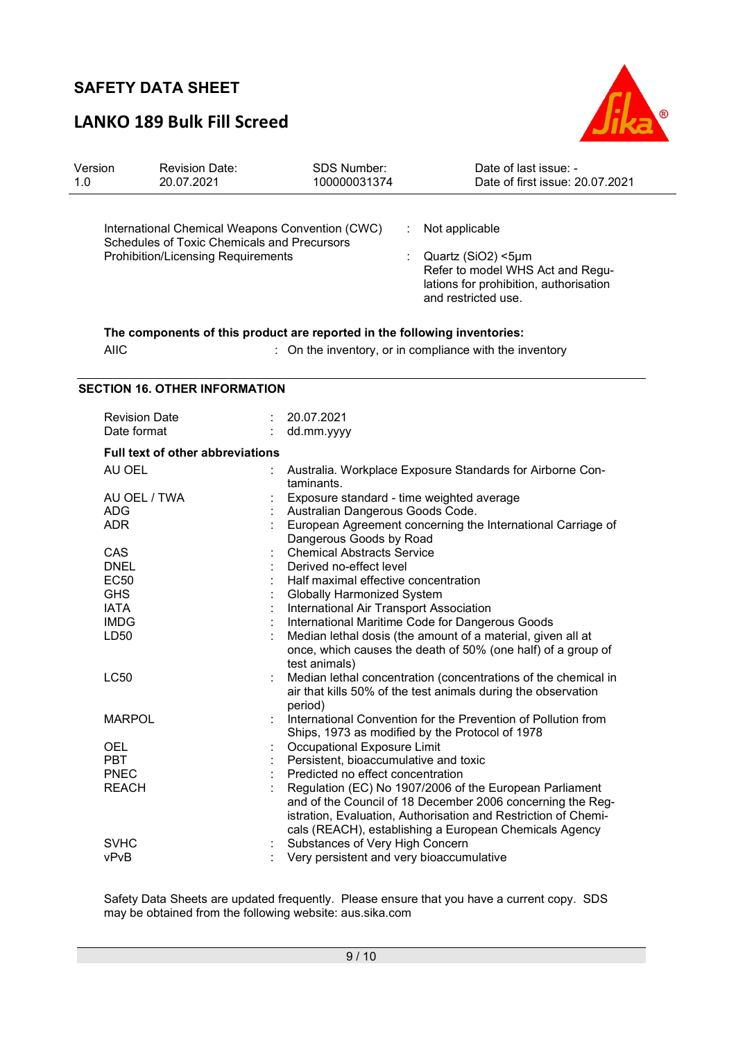| | | |
|---|---|---|
| International Chemical Weapons Convention (CWC) Schedules of Toxic Chemicals and Precursors | : | Not applicable |
| Prohibition/Licensing Requirements | : | Quartz ($SiO_2$) <5µm<br>Refer to model WHS Act and Regulations for prohibition, authorisation and restricted use. |

**The components of this product are reported in the following inventories:**

| | | |
|---|---|---|
| AIIC | : | On the inventory, or in compliance with the inventory |

## SECTION 16. OTHER INFORMATION

| | | |
|---|---|---|
| Revision Date | : | 20.07.2021 |
| Date format | : | dd.mm.yyyy |

**Full text of other abbreviations**

| | | |
|---|---|---|
| AU OEL | : | Australia. Workplace Exposure Standards for Airborne Contaminants. |
| AU OEL / TWA | : | Exposure standard - time weighted average |
| ADG | : | Australian Dangerous Goods Code. |
| ADR | : | European Agreement concerning the International Carriage of Dangerous Goods by Road |
| CAS | : | Chemical Abstracts Service |
| DNEL | : | Derived no-effect level |
| EC50 | : | Half maximal effective concentration |
| GHS | : | Globally Harmonized System |
| IATA | : | International Air Transport Association |
| IMDG | : | International Maritime Code for Dangerous Goods |
| LD50 | : | Median lethal dosis (the amount of a material, given all at once, which causes the death of 50% (one half) of a group of test animals) |
| LC50 | : | Median lethal concentration (concentrations of the chemical in air that kills 50% of the test animals during the observation period) |
| MARPOL | : | International Convention for the Prevention of Pollution from Ships, 1973 as modified by the Protocol of 1978 |
| OEL | : | Occupational Exposure Limit |
| PBT | : | Persistent, bioaccumulative and toxic |
| PNEC | : | Predicted no effect concentration |
| REACH | : | Regulation (EC) No 1907/2006 of the European Parliament and of the Council of 18 December 2006 concerning the Registration, Evaluation, Authorisation and Restriction of Chemicals (REACH), establishing a European Chemicals Agency |
| SVHC | : | Substances of Very High Concern |
| vPvB | : | Very persistent and very bioaccumulative |

Safety Data Sheets are updated frequently. Please ensure that you have a current copy. SDS may be obtained from the following website: aus.sika.com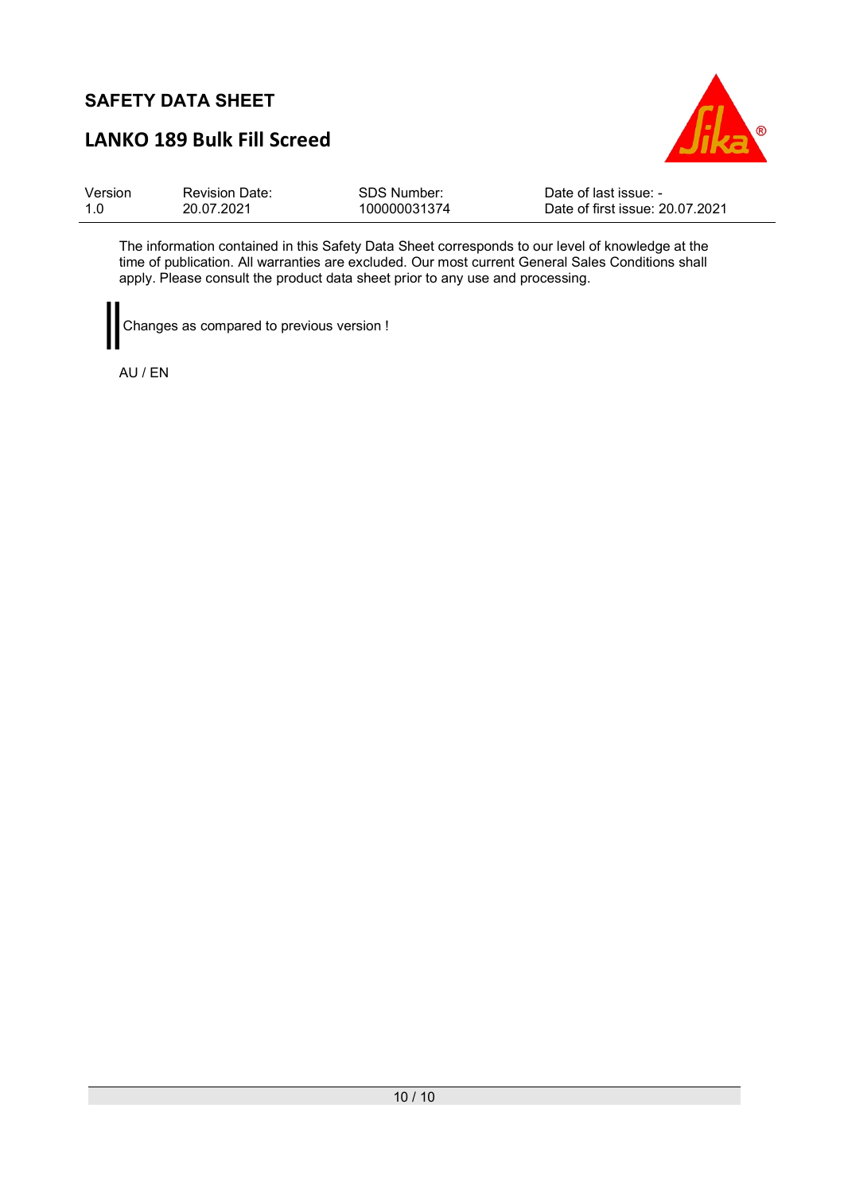The information contained in this Safety Data Sheet corresponds to our level of knowledge at the time of publication. All warranties are excluded. Our most current General Sales Conditions shall apply. Please consult the product data sheet prior to any use and processing.

Changes as compared to previous version !

AU / EN